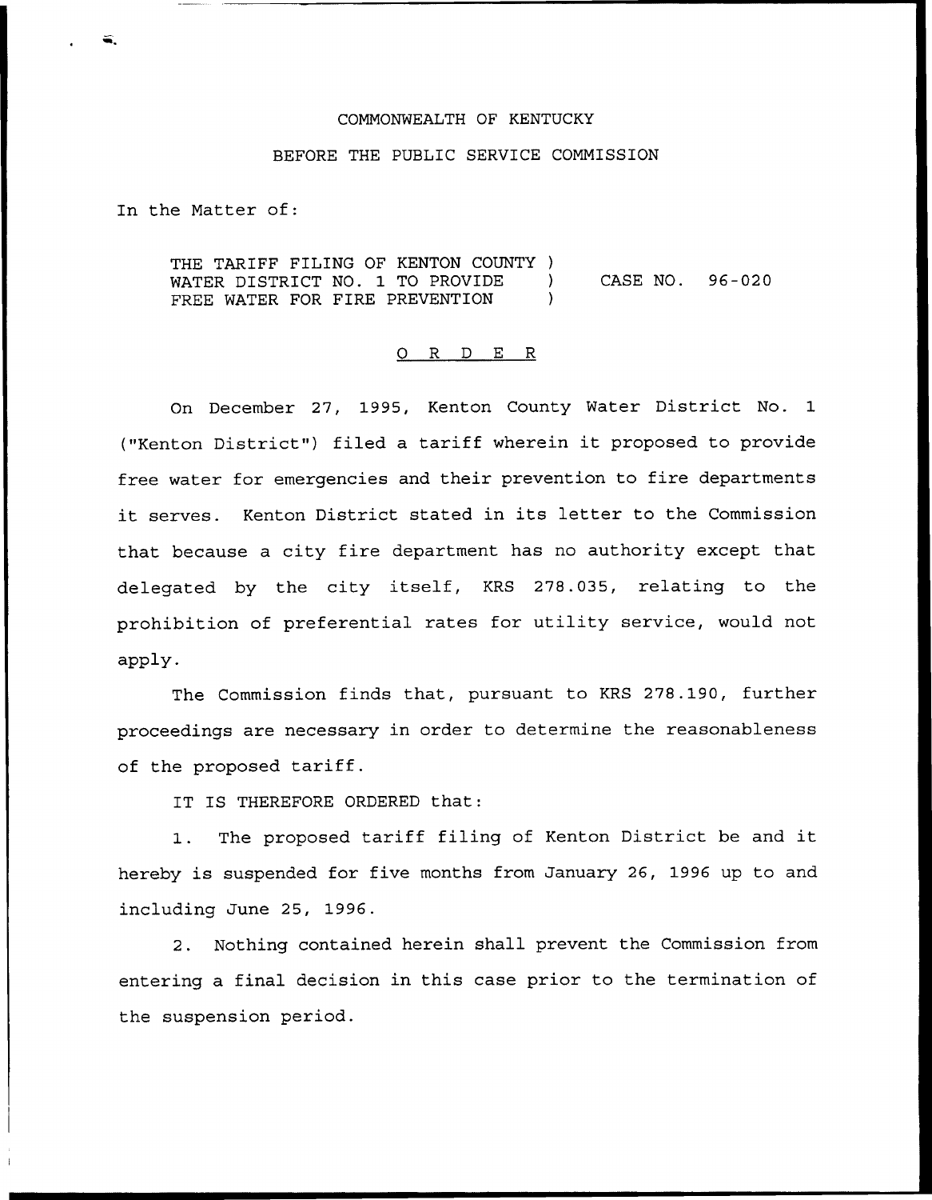COMMONWEALTH OF KENTUCKY

BEFORE THE PUBLIC SERVICE COMMISSION

In the Matter of:

| | | |
|---|---|---|
| THE TARIFF FILING OF KENTON COUNTY WATER DISTRICT NO. 1 TO PROVIDE FREE WATER FOR FIRE PREVENTION | ) ) ) | CASE NO. 96-020 |

O R D E R

On December 27, 1995, Kenton County Water District No. 1 ("Kenton District") filed a tariff wherein it proposed to provide free water for emergencies and their prevention to fire departments it serves. Kenton District stated in its letter to the Commission that because a city fire department has no authority except that delegated by the city itself, KRS 278.035, relating to the prohibition of preferential rates for utility service, would not apply.

The Commission finds that, pursuant to KRS 278.190, further proceedings are necessary in order to determine the reasonableness of the proposed tariff.

IT IS THEREFORE ORDERED that:

1. The proposed tariff filing of Kenton District be and it hereby is suspended for five months from January 26, 1996 up to and including June 25, 1996.

2. Nothing contained herein shall prevent the Commission from entering a final decision in this case prior to the termination of the suspension period.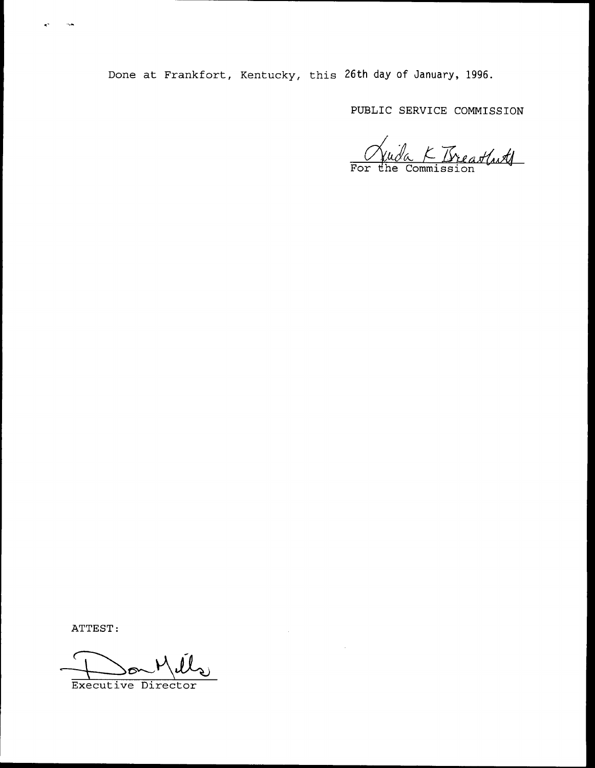Done at Frankfort, Kentucky, this 26th day of January, 1996.

PUBLIC SERVICE COMMISSION

For the Commission

ATTEST:

Executive Director